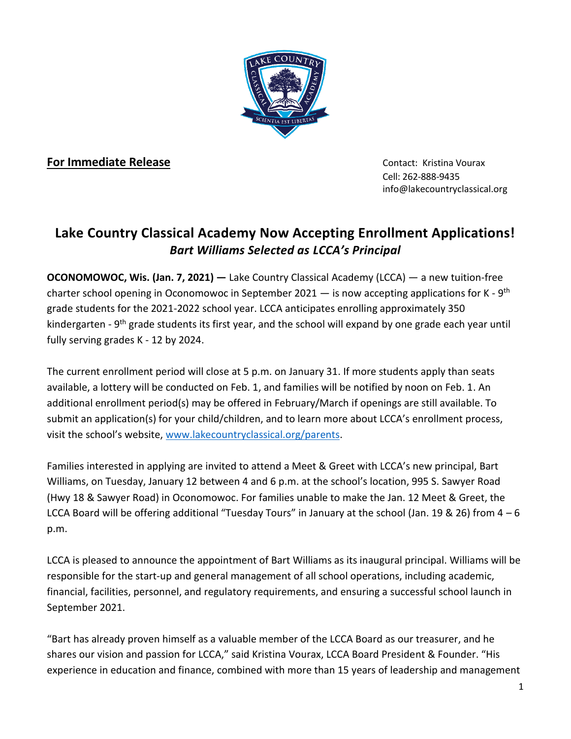**For Immediate Release**

Contact: Kristina Vourax
Cell: 262-888-9435
info@lakecountryclassical.org

# Lake Country Classical Academy Now Accepting Enrollment Applications!

## *Bart Williams Selected as LCCA's Principal*

**OCONOMOWOC, Wis. (Jan. 7, 2021) —** Lake Country Classical Academy (LCCA) — a new tuition-free charter school opening in Oconomowoc in September 2021 — is now accepting applications for K - 9th grade students for the 2021-2022 school year. LCCA anticipates enrolling approximately 350 kindergarten - 9th grade students its first year, and the school will expand by one grade each year until fully serving grades K - 12 by 2024.

The current enrollment period will close at 5 p.m. on January 31. If more students apply than seats available, a lottery will be conducted on Feb. 1, and families will be notified by noon on Feb. 1. An additional enrollment period(s) may be offered in February/March if openings are still available. To submit an application(s) for your child/children, and to learn more about LCCA's enrollment process, visit the school's website, www.lakecountryclassical.org/parents.

Families interested in applying are invited to attend a Meet & Greet with LCCA's new principal, Bart Williams, on Tuesday, January 12 between 4 and 6 p.m. at the school's location, 995 S. Sawyer Road (Hwy 18 & Sawyer Road) in Oconomowoc. For families unable to make the Jan. 12 Meet & Greet, the LCCA Board will be offering additional "Tuesday Tours" in January at the school (Jan. 19 & 26) from 4 – 6 p.m.

LCCA is pleased to announce the appointment of Bart Williams as its inaugural principal. Williams will be responsible for the start-up and general management of all school operations, including academic, financial, facilities, personnel, and regulatory requirements, and ensuring a successful school launch in September 2021.

"Bart has already proven himself as a valuable member of the LCCA Board as our treasurer, and he shares our vision and passion for LCCA," said Kristina Vourax, LCCA Board President & Founder. "His experience in education and finance, combined with more than 15 years of leadership and management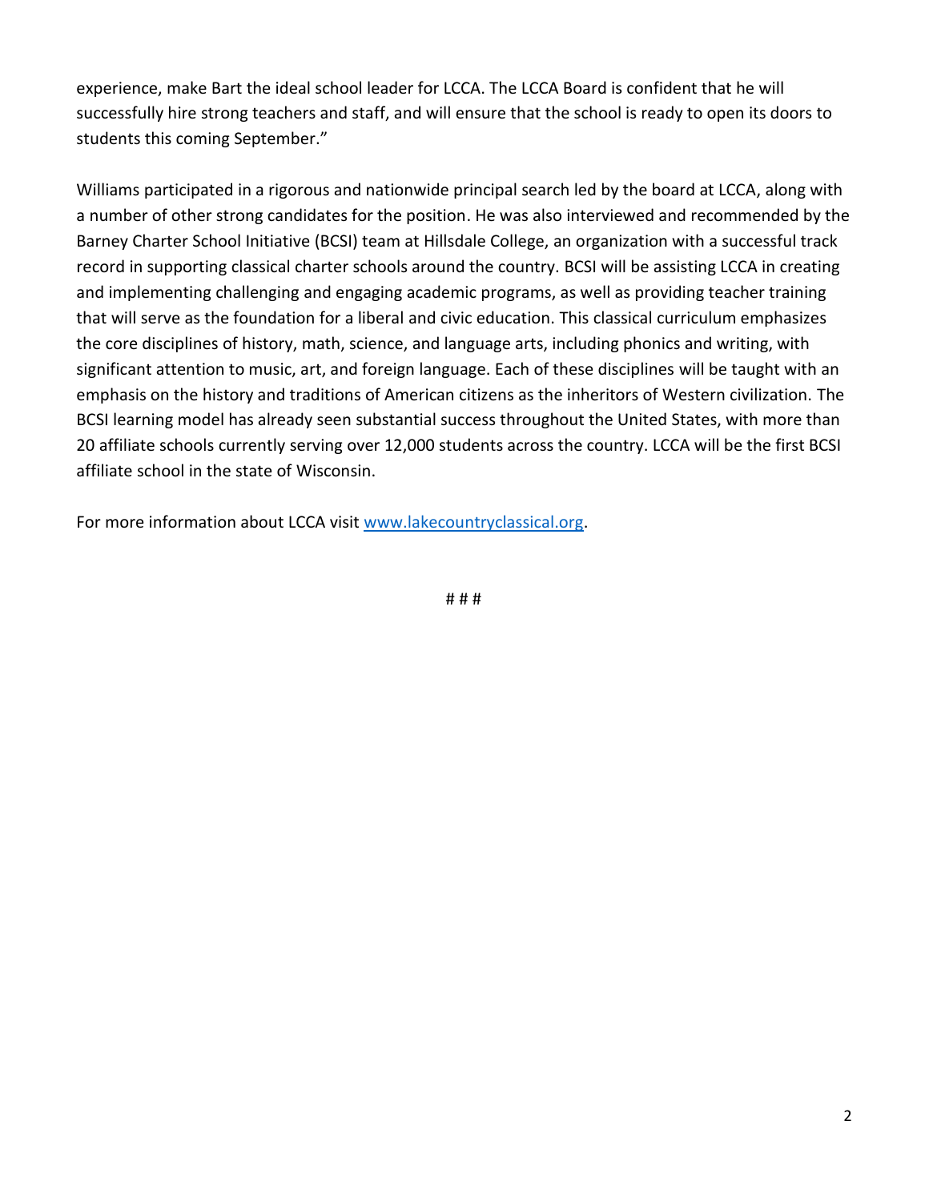experience, make Bart the ideal school leader for LCCA. The LCCA Board is confident that he will successfully hire strong teachers and staff, and will ensure that the school is ready to open its doors to students this coming September."

Williams participated in a rigorous and nationwide principal search led by the board at LCCA, along with a number of other strong candidates for the position. He was also interviewed and recommended by the Barney Charter School Initiative (BCSI) team at Hillsdale College, an organization with a successful track record in supporting classical charter schools around the country. BCSI will be assisting LCCA in creating and implementing challenging and engaging academic programs, as well as providing teacher training that will serve as the foundation for a liberal and civic education. This classical curriculum emphasizes the core disciplines of history, math, science, and language arts, including phonics and writing, with significant attention to music, art, and foreign language. Each of these disciplines will be taught with an emphasis on the history and traditions of American citizens as the inheritors of Western civilization. The BCSI learning model has already seen substantial success throughout the United States, with more than 20 affiliate schools currently serving over 12,000 students across the country. LCCA will be the first BCSI affiliate school in the state of Wisconsin.

For more information about LCCA visit [www.lakecountryclassical.org](http://www.lakecountryclassical.org).

# # #